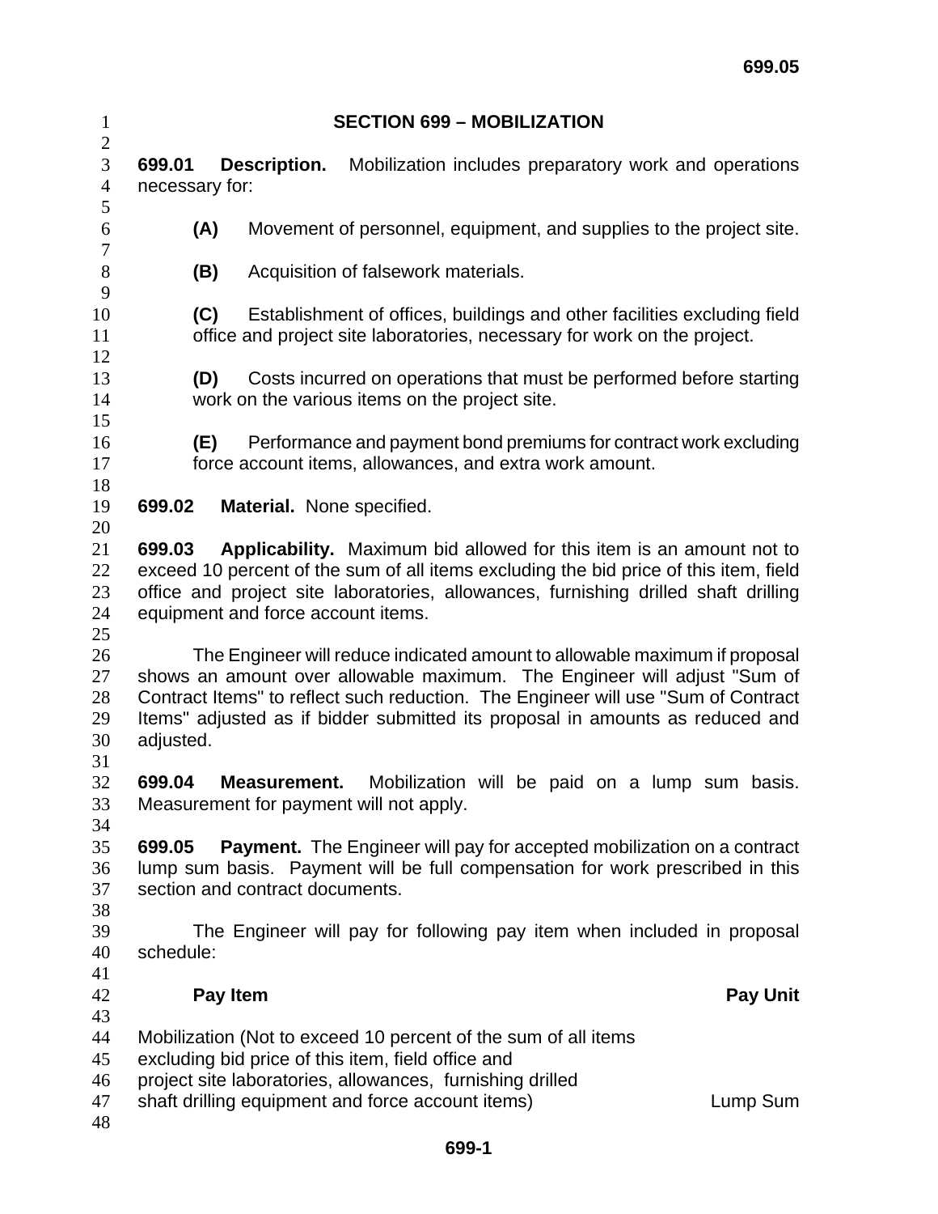# SECTION 699 – MOBILIZATION

**699.01 Description.** Mobilization includes preparatory work and operations necessary for:

**(A)** Movement of personnel, equipment, and supplies to the project site.

**(B)** Acquisition of falsework materials.

**(C)** Establishment of offices, buildings and other facilities excluding field office and project site laboratories, necessary for work on the project.

**(D)** Costs incurred on operations that must be performed before starting work on the various items on the project site.

**(E)** Performance and payment bond premiums for contract work excluding force account items, allowances, and extra work amount.

**699.02 Material.** None specified.

**699.03 Applicability.** Maximum bid allowed for this item is an amount not to exceed 10 percent of the sum of all items excluding the bid price of this item, field office and project site laboratories, allowances, furnishing drilled shaft drilling equipment and force account items.

The Engineer will reduce indicated amount to allowable maximum if proposal shows an amount over allowable maximum. The Engineer will adjust "Sum of Contract Items" to reflect such reduction. The Engineer will use "Sum of Contract Items" adjusted as if bidder submitted its proposal in amounts as reduced and adjusted.

**699.04 Measurement.** Mobilization will be paid on a lump sum basis. Measurement for payment will not apply.

**699.05 Payment.** The Engineer will pay for accepted mobilization on a contract lump sum basis. Payment will be full compensation for work prescribed in this section and contract documents.

The Engineer will pay for following pay item when included in proposal schedule:

| Pay Item | Pay Unit |
|---|---|
| Mobilization (Not to exceed 10 percent of the sum of all items excluding bid price of this item, field office and project site laboratories, allowances, furnishing drilled shaft drilling equipment and force account items) | Lump Sum |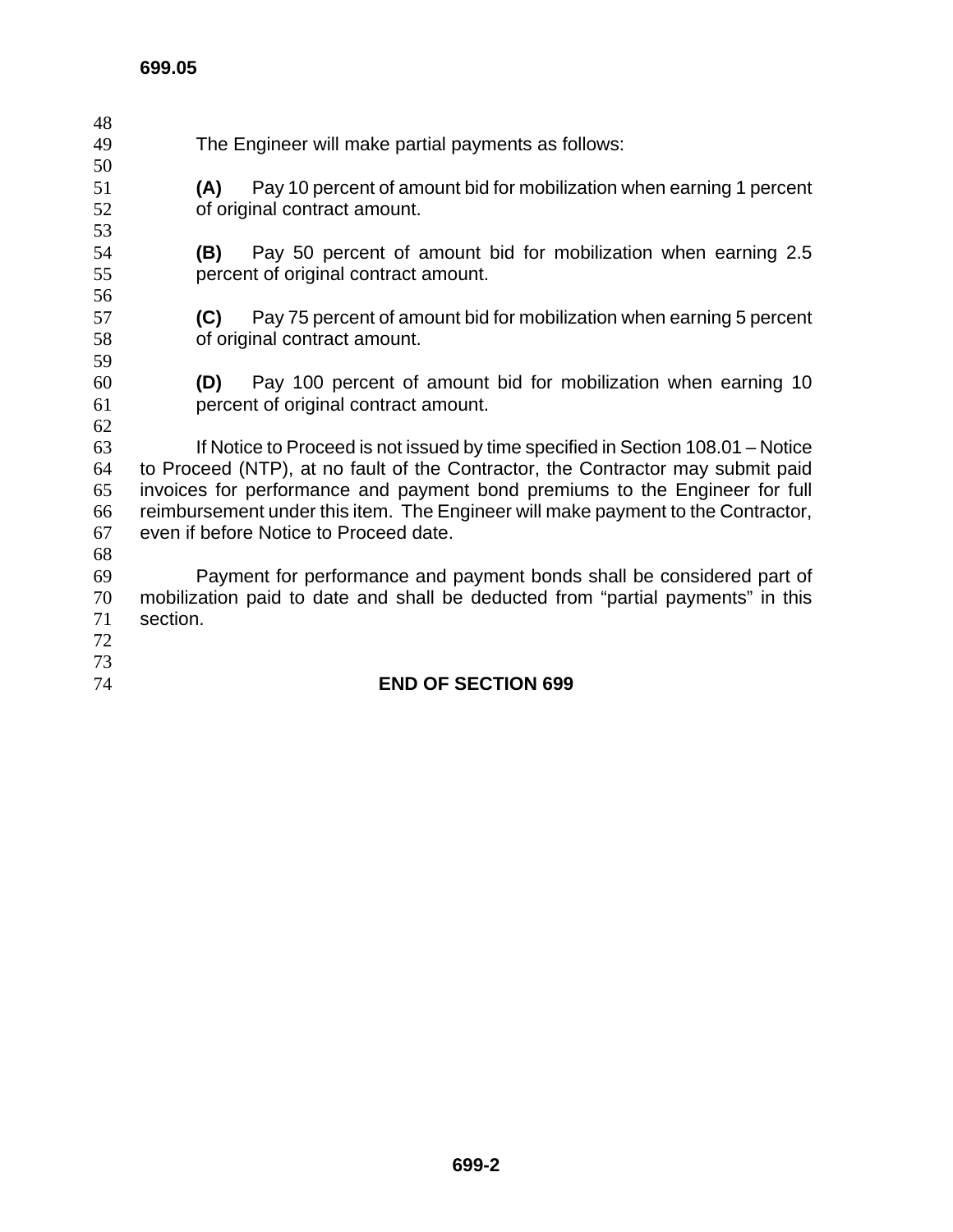The Engineer will make partial payments as follows:

**(A)** Pay 10 percent of amount bid for mobilization when earning 1 percent of original contract amount.

**(B)** Pay 50 percent of amount bid for mobilization when earning 2.5 percent of original contract amount.

**(C)** Pay 75 percent of amount bid for mobilization when earning 5 percent of original contract amount.

**(D)** Pay 100 percent of amount bid for mobilization when earning 10 percent of original contract amount.

If Notice to Proceed is not issued by time specified in Section 108.01 – Notice to Proceed (NTP), at no fault of the Contractor, the Contractor may submit paid invoices for performance and payment bond premiums to the Engineer for full reimbursement under this item. The Engineer will make payment to the Contractor, even if before Notice to Proceed date.

Payment for performance and payment bonds shall be considered part of mobilization paid to date and shall be deducted from "partial payments" in this section.

**END OF SECTION 699**